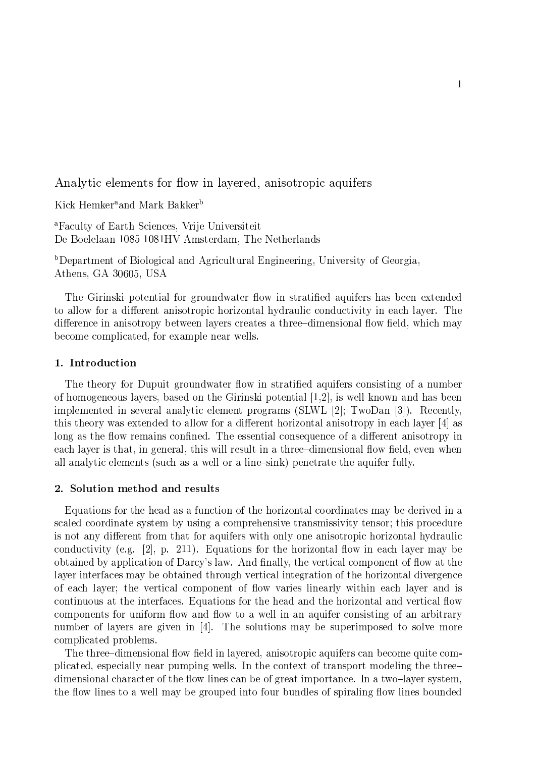# Analytic elements for flow in layered, anisotropic aquifers

Kick Hemker[a] and Mark Bakker[b]

[a]Faculty of Earth Sciences, Vrije Universiteit
De Boelelaan 1085 1081HV Amsterdam, The Netherlands

[b]Department of Biological and Agricultural Engineering, University of Georgia, Athens, GA 30605, USA

The Girinski potential for groundwater flow in stratified aquifers has been extended to allow for a different anisotropic horizontal hydraulic conductivity in each layer. The difference in anisotropy between layers creates a three–dimensional flow field, which may become complicated, for example near wells.

## 1. Introduction

The theory for Dupuit groundwater flow in stratified aquifers consisting of a number of homogeneous layers, based on the Girinski potential [1,2], is well known and has been implemented in several analytic element programs (SLWL [2]; TwoDan [3]). Recently, this theory was extended to allow for a different horizontal anisotropy in each layer [4] as long as the flow remains confined. The essential consequence of a different anisotropy in each layer is that, in general, this will result in a three–dimensional flow field, even when all analytic elements (such as a well or a line–sink) penetrate the aquifer fully.

## 2. Solution method and results

Equations for the head as a function of the horizontal coordinates may be derived in a scaled coordinate system by using a comprehensive transmissivity tensor; this procedure is not any different from that for aquifers with only one anisotropic horizontal hydraulic conductivity (e.g. [2], p. 211). Equations for the horizontal flow in each layer may be obtained by application of Darcy's law. And finally, the vertical component of flow at the layer interfaces may be obtained through vertical integration of the horizontal divergence of each layer; the vertical component of flow varies linearly within each layer and is continuous at the interfaces. Equations for the head and the horizontal and vertical flow components for uniform flow and flow to a well in an aquifer consisting of an arbitrary number of layers are given in [4]. The solutions may be superimposed to solve more complicated problems.

The three–dimensional flow field in layered, anisotropic aquifers can become quite complicated, especially near pumping wells. In the context of transport modeling the three–dimensional character of the flow lines can be of great importance. In a two–layer system, the flow lines to a well may be grouped into four bundles of spiraling flow lines bounded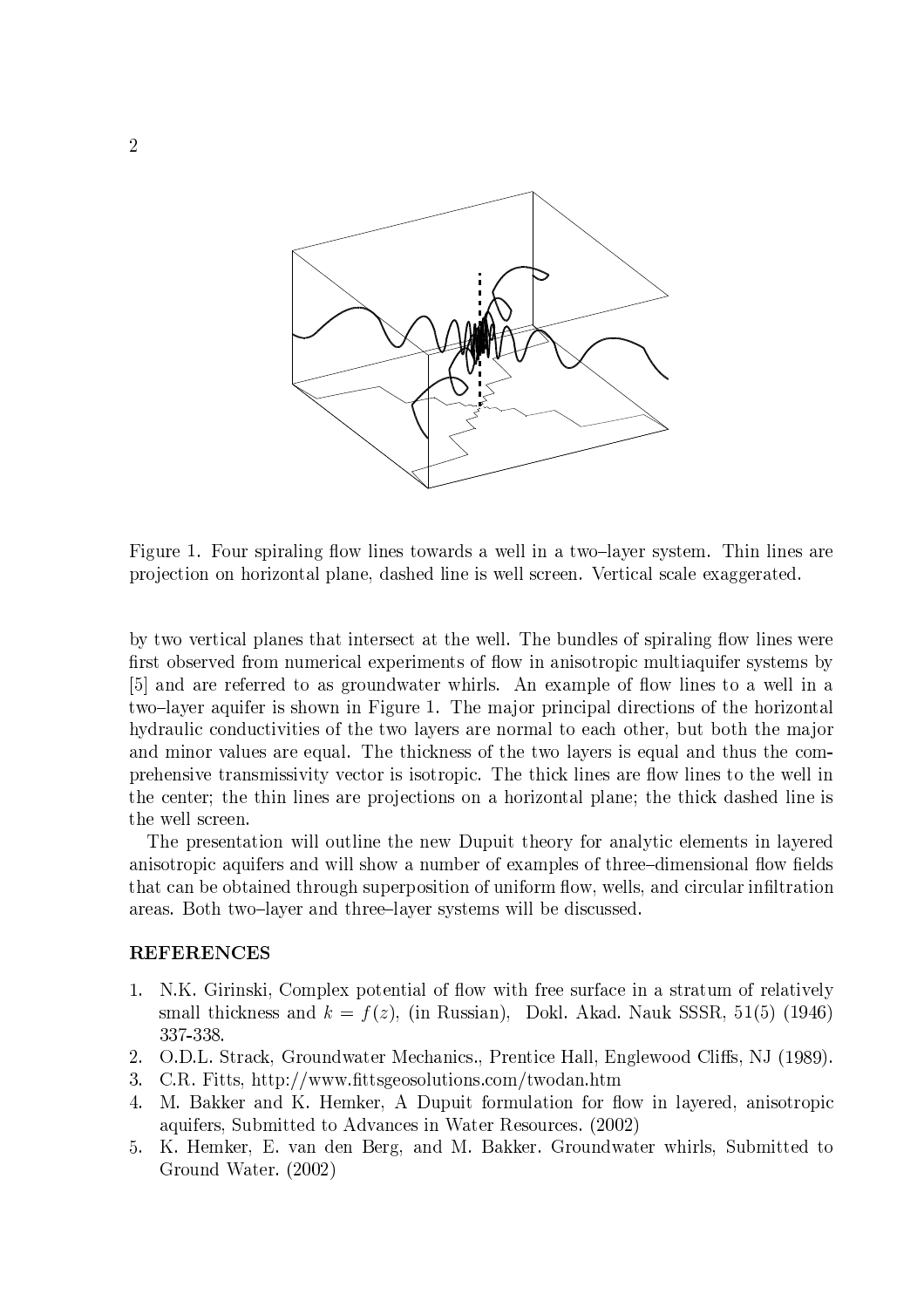Figure 1. Four spiraling flow lines towards a well in a two–layer system. Thin lines are projection on horizontal plane, dashed line is well screen. Vertical scale exaggerated.

by two vertical planes that intersect at the well. The bundles of spiraling flow lines were first observed from numerical experiments of flow in anisotropic multiaquifer systems by [5] and are referred to as groundwater whirls. An example of flow lines to a well in a two–layer aquifer is shown in Figure 1. The major principal directions of the horizontal hydraulic conductivities of the two layers are normal to each other, but both the major and minor values are equal. The thickness of the two layers is equal and thus the comprehensive transmissivity vector is isotropic. The thick lines are flow lines to the well in the center; the thin lines are projections on a horizontal plane; the thick dashed line is the well screen.

The presentation will outline the new Dupuit theory for analytic elements in layered anisotropic aquifers and will show a number of examples of three–dimensional flow fields that can be obtained through superposition of uniform flow, wells, and circular infiltration areas. Both two–layer and three–layer systems will be discussed.

## REFERENCES

1. N.K. Girinski, Complex potential of flow with free surface in a stratum of relatively small thickness and $k = f(z)$, (in Russian), Dokl. Akad. Nauk SSSR, 51(5) (1946) 337-338.
2. O.D.L. Strack, Groundwater Mechanics., Prentice Hall, Englewood Cliffs, NJ (1989).
3. C.R. Fitts, http://www.fittsgeosolutions.com/twodan.htm
4. M. Bakker and K. Hemker, A Dupuit formulation for flow in layered, anisotropic aquifers, Submitted to Advances in Water Resources. (2002)
5. K. Hemker, E. van den Berg, and M. Bakker. Groundwater whirls, Submitted to Ground Water. (2002)